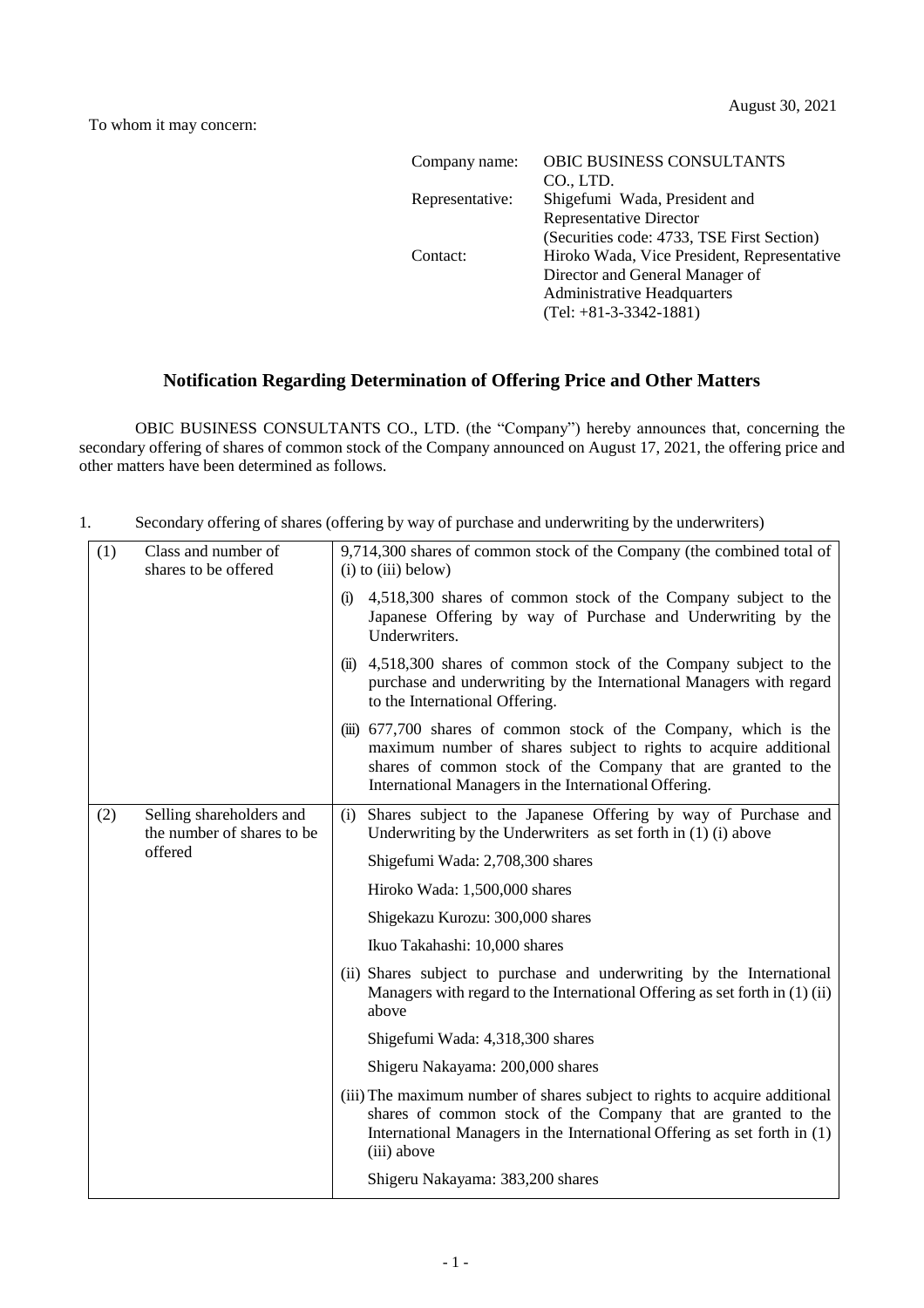August 30, 2021

To whom it may concern:

Company name: OBIC BUSINESS CONSULTANTS CO., LTD.
Representative: Shigefumi Wada, President and Representative Director
(Securities code: 4733, TSE First Section)
Contact: Hiroko Wada, Vice President, Representative Director and General Manager of Administrative Headquarters
(Tel: +81-3-3342-1881)

# Notification Regarding Determination of Offering Price and Other Matters

OBIC BUSINESS CONSULTANTS CO., LTD. (the "Company") hereby announces that, concerning the secondary offering of shares of common stock of the Company announced on August 17, 2021, the offering price and other matters have been determined as follows.

1. Secondary offering of shares (offering by way of purchase and underwriting by the underwriters)

| | | |
|---|---|---|
| (1) | Class and number of shares to be offered | 9,714,300 shares of common stock of the Company (the combined total of (i) to (iii) below)<br><br>(i) 4,518,300 shares of common stock of the Company subject to the Japanese Offering by way of Purchase and Underwriting by the Underwriters.<br><br>(ii) 4,518,300 shares of common stock of the Company subject to the purchase and underwriting by the International Managers with regard to the International Offering.<br><br>(iii) 677,700 shares of common stock of the Company, which is the maximum number of shares subject to rights to acquire additional shares of common stock of the Company that are granted to the International Managers in the International Offering. |
| (2) | Selling shareholders and the number of shares to be offered | (i) Shares subject to the Japanese Offering by way of Purchase and Underwriting by the Underwriters as set forth in (1) (i) above<br><br>Shigefumi Wada: 2,708,300 shares<br><br>Hiroko Wada: 1,500,000 shares<br><br>Shigekazu Kurozu: 300,000 shares<br><br>Ikuo Takahashi: 10,000 shares<br><br>(ii) Shares subject to purchase and underwriting by the International Managers with regard to the International Offering as set forth in (1) (ii) above<br><br>Shigefumi Wada: 4,318,300 shares<br><br>Shigeru Nakayama: 200,000 shares<br><br>(iii) The maximum number of shares subject to rights to acquire additional shares of common stock of the Company that are granted to the International Managers in the International Offering as set forth in (1) (iii) above<br><br>Shigeru Nakayama: 383,200 shares |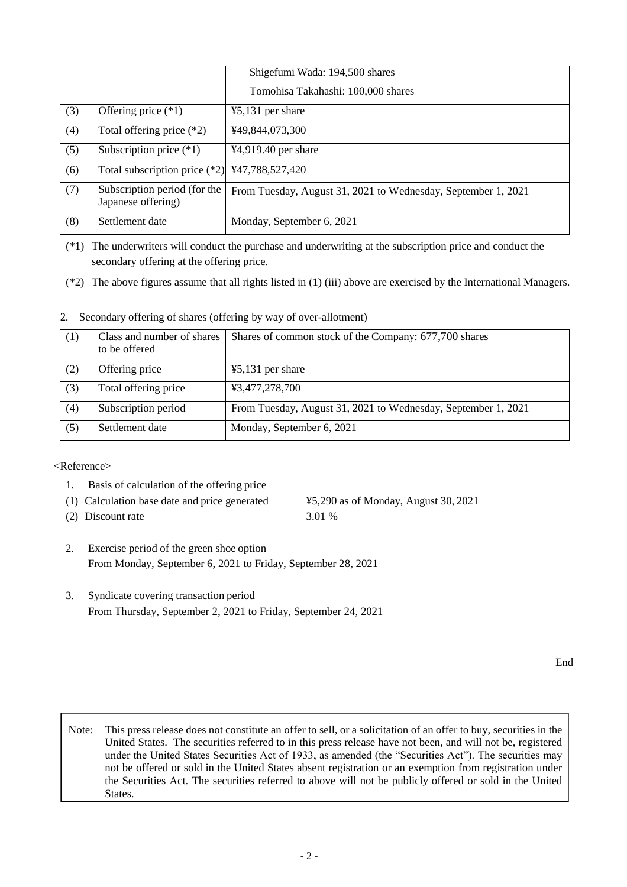| | | |
|---|---|---|
| | | Shigefumi Wada: 194,500 shares<br>Tomohisa Takahashi: 100,000 shares |
| (3) | Offering price (*1) | ¥5,131 per share |
| (4) | Total offering price (*2) | ¥49,844,073,300 |
| (5) | Subscription price (*1) | ¥4,919.40 per share |
| (6) | Total subscription price (*2) | ¥47,788,527,420 |
| (7) | Subscription period (for the Japanese offering) | From Tuesday, August 31, 2021 to Wednesday, September 1, 2021 |
| (8) | Settlement date | Monday, September 6, 2021 |

(*1) The underwriters will conduct the purchase and underwriting at the subscription price and conduct the secondary offering at the offering price.

(*2) The above figures assume that all rights listed in (1) (iii) above are exercised by the International Managers.

2. Secondary offering of shares (offering by way of over-allotment)

| | | |
|---|---|---|
| (1) | Class and number of shares to be offered | Shares of common stock of the Company: 677,700 shares |
| (2) | Offering price | ¥5,131 per share |
| (3) | Total offering price | ¥3,477,278,700 |
| (4) | Subscription period | From Tuesday, August 31, 2021 to Wednesday, September 1, 2021 |
| (5) | Settlement date | Monday, September 6, 2021 |

<Reference>

1. Basis of calculation of the offering price
   (1) Calculation base date and price generated ¥5,290 as of Monday, August 30, 2021
   (2) Discount rate 3.01 %

2. Exercise period of the green shoe option
   From Monday, September 6, 2021 to Friday, September 28, 2021

3. Syndicate covering transaction period
   From Thursday, September 2, 2021 to Friday, September 24, 2021

End

Note: This press release does not constitute an offer to sell, or a solicitation of an offer to buy, securities in the United States. The securities referred to in this press release have not been, and will not be, registered under the United States Securities Act of 1933, as amended (the "Securities Act"). The securities may not be offered or sold in the United States absent registration or an exemption from registration under the Securities Act. The securities referred to above will not be publicly offered or sold in the United States.